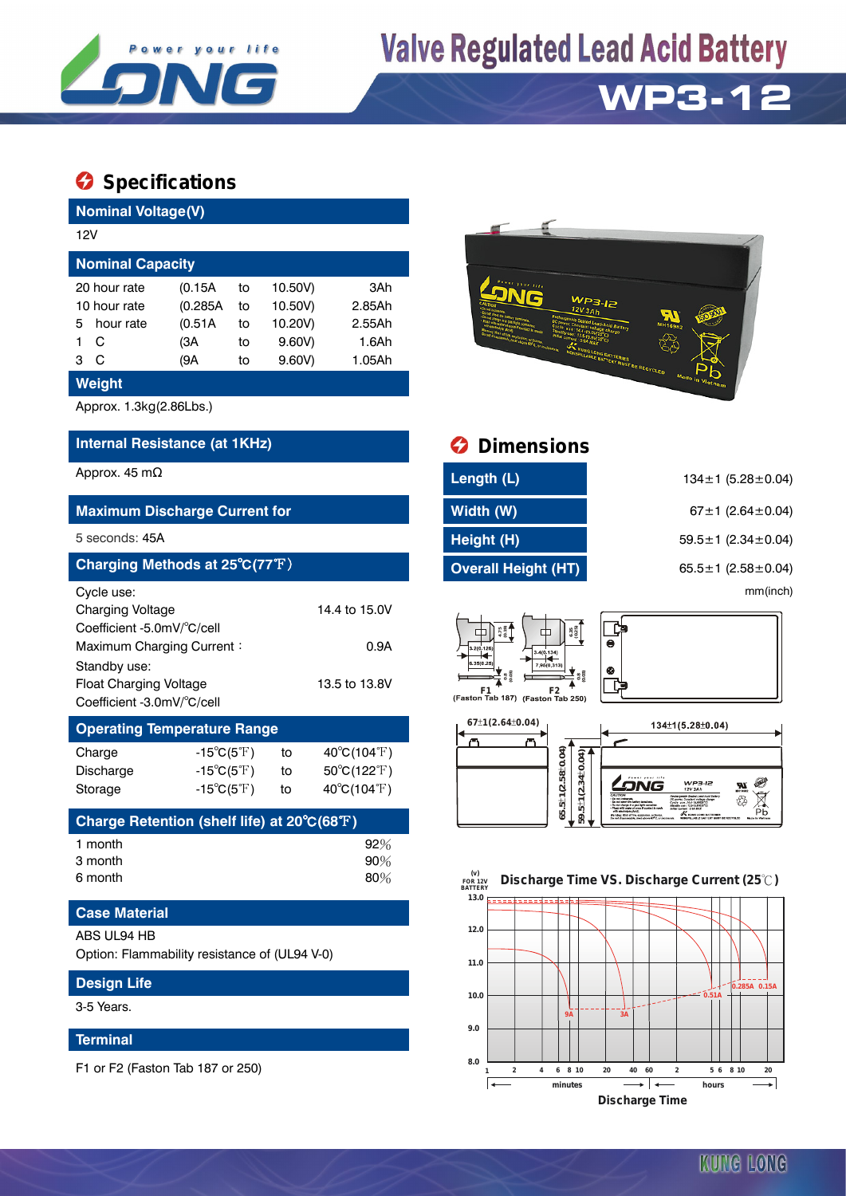# Valve Regulated Lead Acid Battery

## WP3-12

## Specifications

### Nominal Voltage(V)

12V

### Nominal Capacity

| | | | | |
|---|---|---|---|---|
| 20 hour rate | (0.15A | to | 10.50V) | 3Ah |
| 10 hour rate | (0.285A | to | 10.50V) | 2.85Ah |
| 5 hour rate | (0.51A | to | 10.20V) | 2.55Ah |
| 1 C | (3A | to | 9.60V) | 1.6Ah |
| 3 C | (9A | to | 9.60V) | 1.05Ah |

### Weight

Approx. 1.3kg(2.86Lbs.)

### Internal Resistance (at 1KHz)

Approx. 45 mΩ

### Maximum Discharge Current for

5 seconds: 45A

### Charging Methods at 25℃(77℉)

Cycle use:

| | |
|---|---|
| Charging Voltage | 14.4 to 15.0V |
| Coefficient -5.0mV/℃/cell | |
| Maximum Charging Current : | 0.9A |

Standby use:

| | |
|---|---|
| Float Charging Voltage | 13.5 to 13.8V |
| Coefficient -3.0mV/℃/cell | |

### Operating Temperature Range

| | | | |
|---|---|---|---|
| Charge | -15℃(5℉) | to | 40℃(104℉) |
| Discharge | -15℃(5℉) | to | 50℃(122℉) |
| Storage | -15℃(5℉) | to | 40℃(104℉) |

### Charge Retention (shelf life) at 20℃(68℉)

| | |
|---|---|
| 1 month | 92% |
| 3 month | 90% |
| 6 month | 80% |

### Case Material

ABS UL94 HB

Option: Flammability resistance of (UL94 V-0)

### Design Life

3-5 Years.

### Terminal

F1 or F2 (Faston Tab 187 or 250)

## Dimensions

| | |
|---|---|
| Length (L) | 134±1 (5.28±0.04) |
| Width (W) | 67±1 (2.64±0.04) |
| Height (H) | 59.5±1 (2.34±0.04) |
| Overall Height (HT) | 65.5±1 (2.58±0.04) |

mm(inch)

F1 (Faston Tab 187) F2 (Faston Tab 250)

### Discharge Time VS. Discharge Current (25℃)

Discharge Time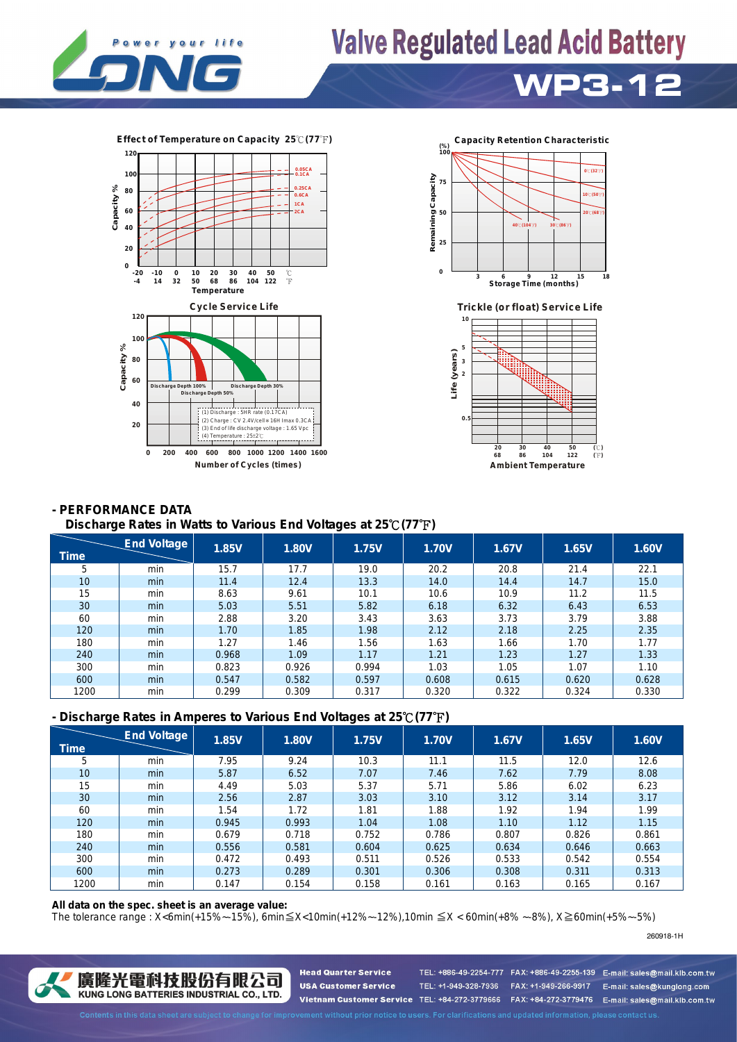# Valve Regulated Lead Acid Battery

## WP3-12

Power your life

LONG

**Effect of Temperature on Capacity 25℃(77℉)**

120
100
80
60
40
20
0

Capacity %

-20 -10 0 10 20 30 40 50 ℃
-4 14 32 50 68 86 104 122 ℉

Temperature

0.05CA
0.1CA
0.25CA
0.6CA
1CA
2CA

**Capacity Retention Characteristic**

(%)
100
75
50
25
0

Remaining Capacity

3 6 9 12 15 18

Storage Time (months)

0℃(32℉)
10℃(50℉)
20℃(68℉)
40℃(104℉)
30℃(86℉)

**Cycle Service Life**

120
100
80
60
40
20

Capacity %

0 200 400 600 800 1000 1200 1400 1600

Number of Cycles (times)

Discharge Depth 100%
Discharge Depth 50%
Discharge Depth 30%

(1) Discharge : 5HR rate (0.17CA)
(2) Charge : CV 2.4V/cell≡16H Imax 0.3CA
(3) End of life discharge voltage : 1.65 Vpc
(4) Temperature : 25±2℃

**Trickle (or float) Service Life**

10
5
3
2
0.5

Life (years)

20 30 40 50 (℃)
68 86 104 122 (℉)

Ambient Temperature

### - PERFORMANCE DATA

**Discharge Rates in Watts to Various End Voltages at 25℃(77℉)**

| Time | | 1.85V | 1.80V | 1.75V | 1.70V | 1.67V | 1.65V | 1.60V |
|---|---|---|---|---|---|---|---|---|
| 5 | min | 15.7 | 17.7 | 19.0 | 20.2 | 20.8 | 21.4 | 22.1 |
| 10 | min | 11.4 | 12.4 | 13.3 | 14.0 | 14.4 | 14.7 | 15.0 |
| 15 | min | 8.63 | 9.61 | 10.1 | 10.6 | 10.9 | 11.2 | 11.5 |
| 30 | min | 5.03 | 5.51 | 5.82 | 6.18 | 6.32 | 6.43 | 6.53 |
| 60 | min | 2.88 | 3.20 | 3.43 | 3.63 | 3.73 | 3.79 | 3.88 |
| 120 | min | 1.70 | 1.85 | 1.98 | 2.12 | 2.18 | 2.25 | 2.35 |
| 180 | min | 1.27 | 1.46 | 1.56 | 1.63 | 1.66 | 1.70 | 1.77 |
| 240 | min | 0.968 | 1.09 | 1.17 | 1.21 | 1.23 | 1.27 | 1.33 |
| 300 | min | 0.823 | 0.926 | 0.994 | 1.03 | 1.05 | 1.07 | 1.10 |
| 600 | min | 0.547 | 0.582 | 0.597 | 0.608 | 0.615 | 0.620 | 0.628 |
| 1200 | min | 0.299 | 0.309 | 0.317 | 0.320 | 0.322 | 0.324 | 0.330 |

**- Discharge Rates in Amperes to Various End Voltages at 25℃(77℉)**

| Time | | 1.85V | 1.80V | 1.75V | 1.70V | 1.67V | 1.65V | 1.60V |
|---|---|---|---|---|---|---|---|---|
| 5 | min | 7.95 | 9.24 | 10.3 | 11.1 | 11.5 | 12.0 | 12.6 |
| 10 | min | 5.87 | 6.52 | 7.07 | 7.46 | 7.62 | 7.79 | 8.08 |
| 15 | min | 4.49 | 5.03 | 5.37 | 5.71 | 5.86 | 6.02 | 6.23 |
| 30 | min | 2.56 | 2.87 | 3.03 | 3.10 | 3.12 | 3.14 | 3.17 |
| 60 | min | 1.54 | 1.72 | 1.81 | 1.88 | 1.92 | 1.94 | 1.99 |
| 120 | min | 0.945 | 0.993 | 1.04 | 1.08 | 1.10 | 1.12 | 1.15 |
| 180 | min | 0.679 | 0.718 | 0.752 | 0.786 | 0.807 | 0.826 | 0.861 |
| 240 | min | 0.556 | 0.581 | 0.604 | 0.625 | 0.634 | 0.646 | 0.663 |
| 300 | min | 0.472 | 0.493 | 0.511 | 0.526 | 0.533 | 0.542 | 0.554 |
| 600 | min | 0.273 | 0.289 | 0.301 | 0.306 | 0.308 | 0.311 | 0.313 |
| 1200 | min | 0.147 | 0.154 | 0.158 | 0.161 | 0.163 | 0.165 | 0.167 |

**All data on the spec. sheet is an average value:**
The tolerance range : X<6min(+15%~-15%), 6min≦X<10min(+12%~-12%),10min ≦X <60min(+8% ~-8%), X≧60min(+5%~-5%)

260918-1H

廣隆光電科技股份有限公司
KUNG LONG BATTERIES INDUSTRIAL CO., LTD.

| | | | |
|---|---|---|---|
| **Head Quarter Service** | TEL: +886-49-2254-777 | FAX: +886-49-2255-139 | E-mail: sales@mail.klb.com.tw |
| **USA Customer Service** | TEL: +1-949-328-7936 | FAX: +1-949-266-9917 | E-mail: sales@kunglong.com |
| **Vietnam Customer Service** | TEL: +84-272-3779666 | FAX: +84-272-3779476 | E-mail: sales@mail.klb.com.tw |

Contents in this data sheet are subject to change for improvement without prior notice to users. For clarifications and updated information, please contact us.